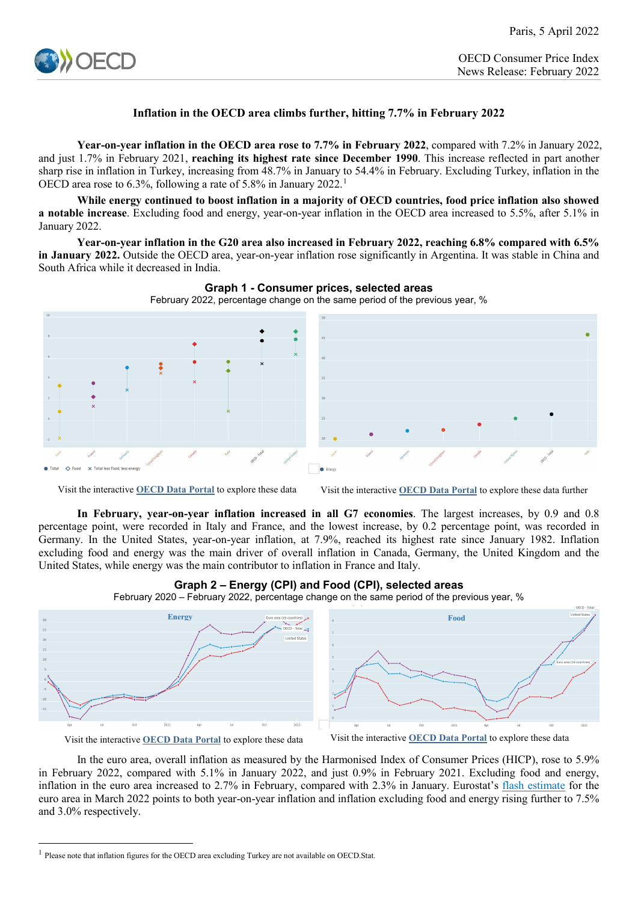Paris, 5 April 2022

OECD Consumer Price Index
News Release: February 2022

## Inflation in the OECD area climbs further, hitting 7.7% in February 2022

**Year-on-year inflation in the OECD area rose to 7.7% in February 2022**, compared with 7.2% in January 2022, and just 1.7% in February 2021, **reaching its highest rate since December 1990**. This increase reflected in part another sharp rise in inflation in Turkey, increasing from 48.7% in January to 54.4% in February. Excluding Turkey, inflation in the OECD area rose to 6.3%, following a rate of 5.8% in January 2022.[1]

**While energy continued to boost inflation in a majority of OECD countries, food price inflation also showed a notable increase**. Excluding food and energy, year-on-year inflation in the OECD area increased to 5.5%, after 5.1% in January 2022.

**Year-on-year inflation in the G20 area also increased in February 2022, reaching 6.8% compared with 6.5% in January 2022.** Outside the OECD area, year-on-year inflation rose significantly in Argentina. It was stable in China and South Africa while it decreased in India.

### Graph 1 - Consumer prices, selected areas

February 2022, percentage change on the same period of the previous year, %

Visit the interactive **OECD Data Portal** to explore these data

Visit the interactive **OECD Data Portal** to explore these data further

**In February, year-on-year inflation increased in all G7 economies**. The largest increases, by 0.9 and 0.8 percentage point, were recorded in Italy and France, and the lowest increase, by 0.2 percentage point, was recorded in Germany. In the United States, year-on-year inflation, at 7.9%, reached its highest rate since January 1982. Inflation excluding food and energy was the main driver of overall inflation in Canada, Germany, the United Kingdom and the United States, while energy was the main contributor to inflation in France and Italy.

### Graph 2 – Energy (CPI) and Food (CPI), selected areas

February 2020 – February 2022, percentage change on the same period of the previous year, %

Visit the interactive **OECD Data Portal** to explore these data

Visit the interactive **OECD Data Portal** to explore these data

In the euro area, overall inflation as measured by the Harmonised Index of Consumer Prices (HICP), rose to 5.9% in February 2022, compared with 5.1% in January 2022, and just 0.9% in February 2021. Excluding food and energy, inflation in the euro area increased to 2.7% in February, compared with 2.3% in January. Eurostat's flash estimate for the euro area in March 2022 points to both year-on-year inflation and inflation excluding food and energy rising further to 7.5% and 3.0% respectively.

---

[1] Please note that inflation figures for the OECD area excluding Turkey are not available on OECD.Stat.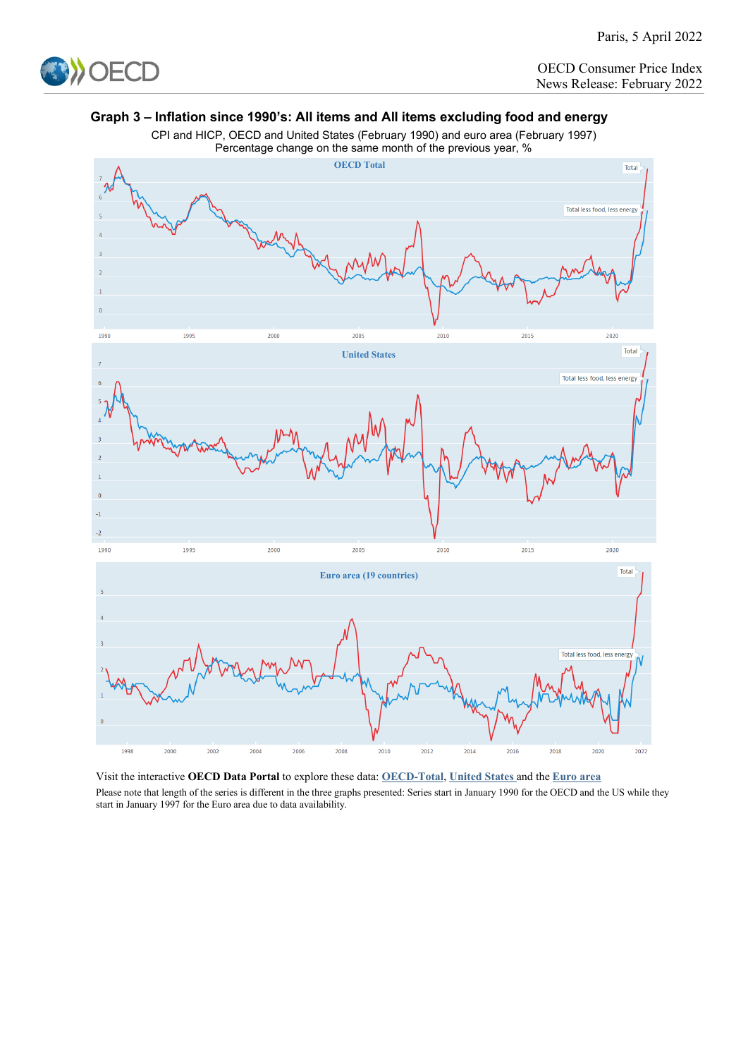## Graph 3 – Inflation since 1990's: All items and All items excluding food and energy

CPI and HICP, OECD and United States (February 1990) and euro area (February 1997)
Percentage change on the same month of the previous year, %

Visit the interactive **OECD Data Portal** to explore these data: OECD-Total, United States and the Euro area

Please note that length of the series is different in the three graphs presented: Series start in January 1990 for the OECD and the US while they start in January 1997 for the Euro area due to data availability.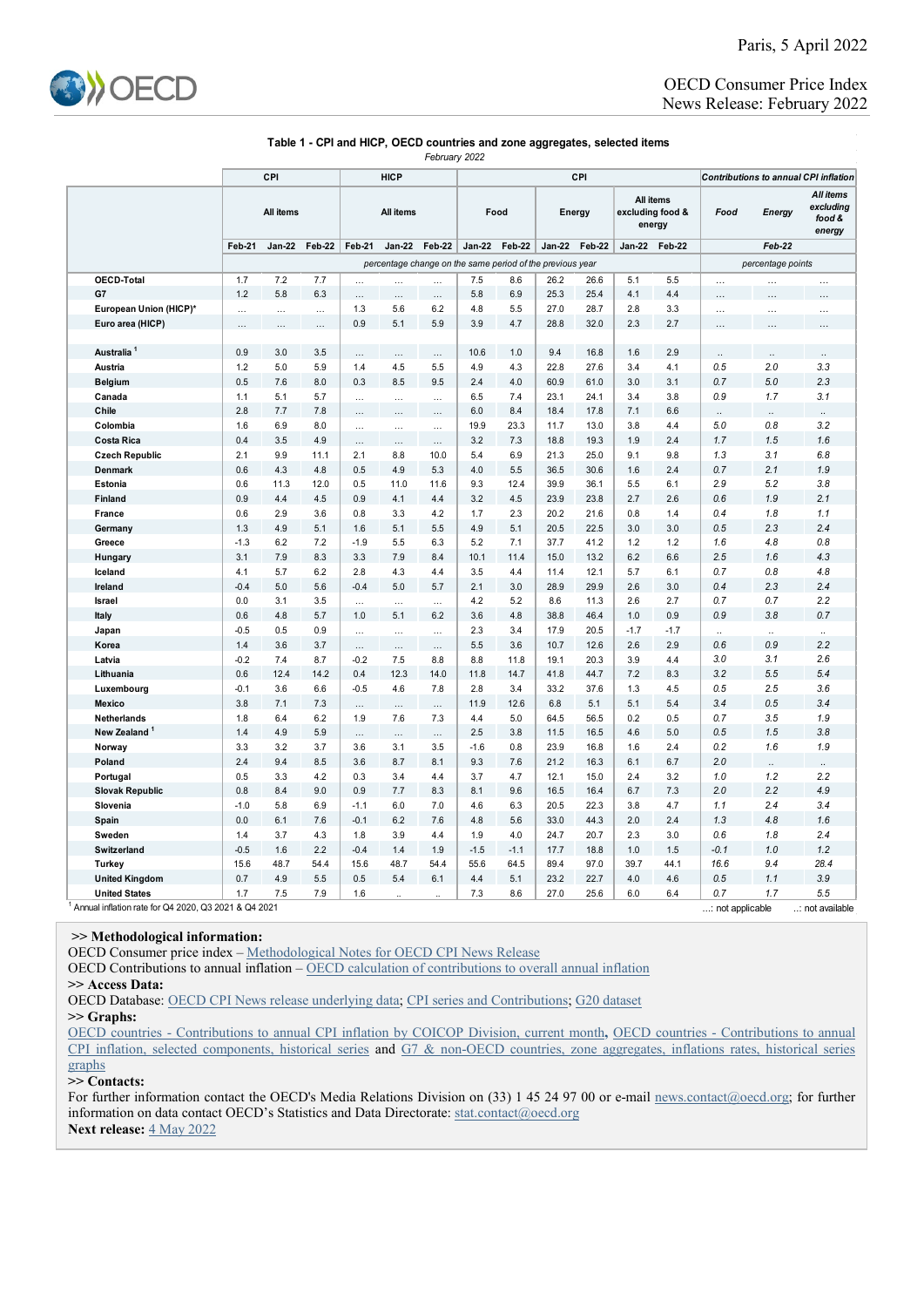Paris, 5 April 2022

OECD Consumer Price Index
News Release: February 2022

**Table 1 - CPI and HICP, OECD countries and zone aggregates, selected items**

*February 2022*

| | CPI | | | HICP | | | CPI | | | | | | Contributions to annual CPI inflation | | |
|---|---|---|---|---|---|---|---|---|---|---|---|---|---|---|---|
| | All items | | | All items | | | Food | | Energy | | All items excluding food & energy | | Food | Energy | All items excluding food & energy |
| | Feb-21 | Jan-22 | Feb-22 | Feb-21 | Jan-22 | Feb-22 | Jan-22 | Feb-22 | Jan-22 | Feb-22 | Jan-22 | Feb-22 | Feb-22 | | |
| | *percentage change on the same period of the previous year* | | | | | | | | | | | | *percentage points* | | |
| **OECD-Total** | 1.7 | 7.2 | 7.7 | … | … | … | 7.5 | 8.6 | 26.2 | 26.6 | 5.1 | 5.5 | … | … | … |
| **G7** | 1.2 | 5.8 | 6.3 | … | … | … | 5.8 | 6.9 | 25.3 | 25.4 | 4.1 | 4.4 | … | … | … |
| **European Union (HICP)*** | … | … | … | 1.3 | 5.6 | 6.2 | 4.8 | 5.5 | 27.0 | 28.7 | 2.8 | 3.3 | … | … | … |
| **Euro area (HICP)** | … | … | … | 0.9 | 5.1 | 5.9 | 3.9 | 4.7 | 28.8 | 32.0 | 2.3 | 2.7 | … | … | … |
| | | | | | | | | | | | | | | | |
| **Australia** [1] | 0.9 | 3.0 | 3.5 | … | … | … | 10.6 | 1.0 | 9.4 | 16.8 | 1.6 | 2.9 | .. | .. | .. |
| **Austria** | 1.2 | 5.0 | 5.9 | 1.4 | 4.5 | 5.5 | 4.9 | 4.3 | 22.8 | 27.6 | 3.4 | 4.1 | *0.5* | *2.0* | *3.3* |
| **Belgium** | 0.5 | 7.6 | 8.0 | 0.3 | 8.5 | 9.5 | 2.4 | 4.0 | 60.9 | 61.0 | 3.0 | 3.1 | *0.7* | *5.0* | *2.3* |
| **Canada** | 1.1 | 5.1 | 5.7 | … | … | … | 6.5 | 7.4 | 23.1 | 24.1 | 3.4 | 3.8 | *0.9* | *1.7* | *3.1* |
| **Chile** | 2.8 | 7.7 | 7.8 | … | … | … | 6.0 | 8.4 | 18.4 | 17.8 | 7.1 | 6.6 | .. | .. | .. |
| **Colombia** | 1.6 | 6.9 | 8.0 | … | … | … | 19.9 | 23.3 | 11.7 | 13.0 | 3.8 | 4.4 | *5.0* | *0.8* | *3.2* |
| **Costa Rica** | 0.4 | 3.5 | 4.9 | … | … | … | 3.2 | 7.3 | 18.8 | 19.3 | 1.9 | 2.4 | *1.7* | *1.5* | *1.6* |
| **Czech Republic** | 2.1 | 9.9 | 11.1 | 2.1 | 8.8 | 10.0 | 5.4 | 6.9 | 21.3 | 25.0 | 9.1 | 9.8 | *1.3* | *3.1* | *6.8* |
| **Denmark** | 0.6 | 4.3 | 4.8 | 0.5 | 4.9 | 5.3 | 4.0 | 5.5 | 36.5 | 30.6 | 1.6 | 2.4 | *0.7* | *2.1* | *1.9* |
| **Estonia** | 0.6 | 11.3 | 12.0 | 0.5 | 11.0 | 11.6 | 9.3 | 12.4 | 39.9 | 36.1 | 5.5 | 6.1 | *2.9* | *5.2* | *3.8* |
| **Finland** | 0.9 | 4.4 | 4.5 | 0.9 | 4.1 | 4.4 | 3.2 | 4.5 | 23.9 | 23.8 | 2.7 | 2.6 | *0.6* | *1.9* | *2.1* |
| **France** | 0.6 | 2.9 | 3.6 | 0.8 | 3.3 | 4.2 | 1.7 | 2.3 | 20.2 | 21.6 | 0.8 | 1.4 | *0.4* | *1.8* | *1.1* |
| **Germany** | 1.3 | 4.9 | 5.1 | 1.6 | 5.1 | 5.5 | 4.9 | 5.1 | 20.5 | 22.5 | 3.0 | 3.0 | *0.5* | *2.3* | *2.4* |
| **Greece** | -1.3 | 6.2 | 7.2 | -1.9 | 5.5 | 6.3 | 5.2 | 7.1 | 37.7 | 41.2 | 1.2 | 1.2 | *1.6* | *4.8* | *0.8* |
| **Hungary** | 3.1 | 7.9 | 8.3 | 3.3 | 7.9 | 8.4 | 10.1 | 11.4 | 15.0 | 13.2 | 6.2 | 6.6 | *2.5* | *1.6* | *4.3* |
| **Iceland** | 4.1 | 5.7 | 6.2 | 2.8 | 4.3 | 4.4 | 3.5 | 4.4 | 11.4 | 12.1 | 5.7 | 6.1 | *0.7* | *0.8* | *4.8* |
| **Ireland** | -0.4 | 5.0 | 5.6 | -0.4 | 5.0 | 5.7 | 2.1 | 3.0 | 28.9 | 29.9 | 2.6 | 3.0 | *0.4* | *2.3* | *2.4* |
| **Israel** | 0.0 | 3.1 | 3.5 | … | … | … | 4.2 | 5.2 | 8.6 | 11.3 | 2.6 | 2.7 | *0.7* | *0.7* | *2.2* |
| **Italy** | 0.6 | 4.8 | 5.7 | 1.0 | 5.1 | 6.2 | 3.6 | 4.8 | 38.8 | 46.4 | 1.0 | 0.9 | *0.9* | *3.8* | *0.7* |
| **Japan** | -0.5 | 0.5 | 0.9 | … | … | … | 2.3 | 3.4 | 17.9 | 20.5 | -1.7 | -1.7 | .. | .. | .. |
| **Korea** | 1.4 | 3.6 | 3.7 | … | … | … | 5.5 | 3.6 | 10.7 | 12.6 | 2.6 | 2.9 | *0.6* | *0.9* | *2.2* |
| **Latvia** | -0.2 | 7.4 | 8.7 | -0.2 | 7.5 | 8.8 | 8.8 | 11.8 | 19.1 | 20.3 | 3.9 | 4.4 | *3.0* | *3.1* | *2.6* |
| **Lithuania** | 0.6 | 12.4 | 14.2 | 0.4 | 12.3 | 14.0 | 11.8 | 14.7 | 41.8 | 44.7 | 7.2 | 8.3 | *3.2* | *5.5* | *5.4* |
| **Luxembourg** | -0.1 | 3.6 | 6.6 | -0.5 | 4.6 | 7.8 | 2.8 | 3.4 | 33.2 | 37.6 | 1.3 | 4.5 | *0.5* | *2.5* | *3.6* |
| **Mexico** | 3.8 | 7.1 | 7.3 | … | … | … | 11.9 | 12.6 | 6.8 | 5.1 | 5.1 | 5.4 | *3.4* | *0.5* | *3.4* |
| **Netherlands** | 1.8 | 6.4 | 6.2 | 1.9 | 7.6 | 7.3 | 4.4 | 5.0 | 64.5 | 56.5 | 0.2 | 0.5 | *0.7* | *3.5* | *1.9* |
| **New Zealand** [1] | 1.4 | 4.9 | 5.9 | … | … | … | 2.5 | 3.8 | 11.5 | 16.5 | 4.6 | 5.0 | *0.5* | *1.5* | *3.8* |
| **Norway** | 3.3 | 3.2 | 3.7 | 3.6 | 3.1 | 3.5 | -1.6 | 0.8 | 23.9 | 16.8 | 1.6 | 2.4 | *0.2* | *1.6* | *1.9* |
| **Poland** | 2.4 | 9.4 | 8.5 | 3.6 | 8.7 | 8.1 | 9.3 | 7.6 | 21.2 | 16.3 | 6.1 | 6.7 | *2.0* | .. | .. |
| **Portugal** | 0.5 | 3.3 | 4.2 | 0.3 | 3.4 | 4.4 | 3.7 | 4.7 | 12.1 | 15.0 | 2.4 | 3.2 | *1.0* | *1.2* | *2.2* |
| **Slovak Republic** | 0.8 | 8.4 | 9.0 | 0.9 | 7.7 | 8.3 | 8.1 | 9.6 | 16.5 | 16.4 | 6.7 | 7.3 | *2.0* | *2.2* | *4.9* |
| **Slovenia** | -1.0 | 5.8 | 6.9 | -1.1 | 6.0 | 7.0 | 4.6 | 6.3 | 20.5 | 22.3 | 3.8 | 4.7 | *1.1* | *2.4* | *3.4* |
| **Spain** | 0.0 | 6.1 | 7.6 | -0.1 | 6.2 | 7.6 | 4.8 | 5.6 | 33.0 | 44.3 | 2.0 | 2.4 | *1.3* | *4.8* | *1.6* |
| **Sweden** | 1.4 | 3.7 | 4.3 | 1.8 | 3.9 | 4.4 | 1.9 | 4.0 | 24.7 | 20.7 | 2.3 | 3.0 | *0.6* | *1.8* | *2.4* |
| **Switzerland** | -0.5 | 1.6 | 2.2 | -0.4 | 1.4 | 1.9 | -1.5 | -1.1 | 17.7 | 18.8 | 1.0 | 1.5 | *-0.1* | *1.0* | *1.2* |
| **Turkey** | 15.6 | 48.7 | 54.4 | 15.6 | 48.7 | 54.4 | 55.6 | 64.5 | 89.4 | 97.0 | 39.7 | 44.1 | *16.6* | *9.4* | *28.4* |
| **United Kingdom** | 0.7 | 4.9 | 5.5 | 0.5 | 5.4 | 6.1 | 4.4 | 5.1 | 23.2 | 22.7 | 4.0 | 4.6 | *0.5* | *1.1* | *3.9* |
| **United States** | 1.7 | 7.5 | 7.9 | 1.6 | .. | .. | 7.3 | 8.6 | 27.0 | 25.6 | 6.0 | 6.4 | *0.7* | *1.7* | *5.5* |

[1] Annual inflation rate for Q4 2020, Q3 2021 & Q4 2021

…: not applicable ..: not available

**>> Methodological information:**
OECD Consumer price index – Methodological Notes for OECD CPI News Release
OECD Contributions to annual inflation – OECD calculation of contributions to overall annual inflation

**>> Access Data:**
OECD Database: OECD CPI News release underlying data; CPI series and Contributions; G20 dataset

**>> Graphs:**
OECD countries - Contributions to annual CPI inflation by COICOP Division, current month, OECD countries - Contributions to annual CPI inflation, selected components, historical series and G7 & non-OECD countries, zone aggregates, inflations rates, historical series graphs

**>> Contacts:**
For further information contact the OECD's Media Relations Division on (33) 1 45 24 97 00 or e-mail news.contact@oecd.org; for further information on data contact OECD's Statistics and Data Directorate: stat.contact@oecd.org

**Next release:** 4 May 2022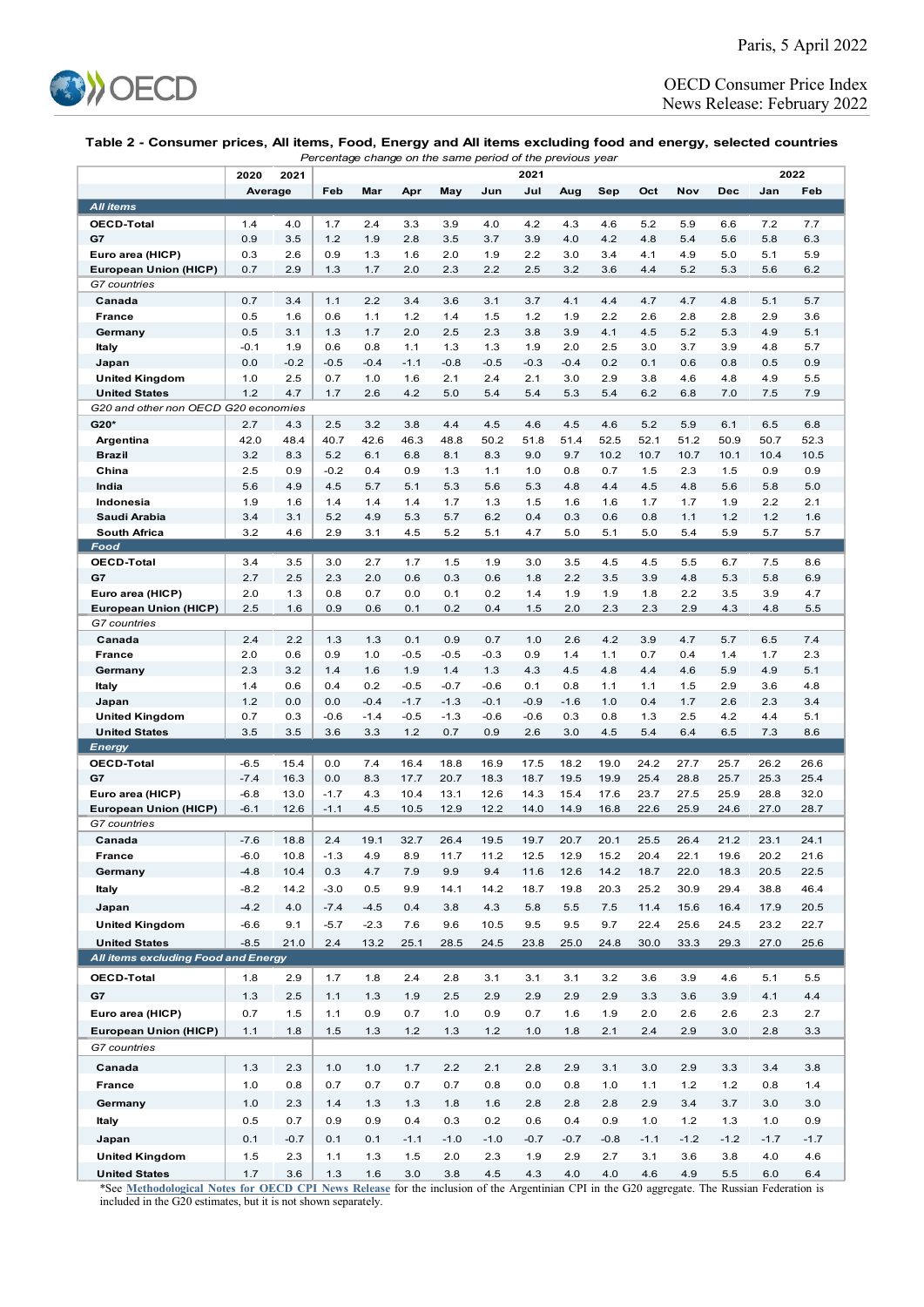Paris, 5 April 2022

OECD Consumer Price Index
News Release: February 2022

### Table 2 - Consumer prices, All items, Food, Energy and All items excluding food and energy, selected countries

*Percentage change on the same period of the previous year*

| | 2020 | 2021 | 2021 | | | | | | | | | | | 2022 | |
|---|---|---|---|---|---|---|---|---|---|---|---|---|---|---|---|
| | Average | | Feb | Mar | Apr | May | Jun | Jul | Aug | Sep | Oct | Nov | Dec | Jan | Feb |
| ***All items*** | | | | | | | | | | | | | | | |
| **OECD-Total** | 1.4 | 4.0 | 1.7 | 2.4 | 3.3 | 3.9 | 4.0 | 4.2 | 4.3 | 4.6 | 5.2 | 5.9 | 6.6 | 7.2 | 7.7 |
| **G7** | 0.9 | 3.5 | 1.2 | 1.9 | 2.8 | 3.5 | 3.7 | 3.9 | 4.0 | 4.2 | 4.8 | 5.4 | 5.6 | 5.8 | 6.3 |
| **Euro area (HICP)** | 0.3 | 2.6 | 0.9 | 1.3 | 1.6 | 2.0 | 1.9 | 2.2 | 3.0 | 3.4 | 4.1 | 4.9 | 5.0 | 5.1 | 5.9 |
| **European Union (HICP)** | 0.7 | 2.9 | 1.3 | 1.7 | 2.0 | 2.3 | 2.2 | 2.5 | 3.2 | 3.6 | 4.4 | 5.2 | 5.3 | 5.6 | 6.2 |
| *G7 countries* | | | | | | | | | | | | | | | |
| **Canada** | 0.7 | 3.4 | 1.1 | 2.2 | 3.4 | 3.6 | 3.1 | 3.7 | 4.1 | 4.4 | 4.7 | 4.7 | 4.8 | 5.1 | 5.7 |
| **France** | 0.5 | 1.6 | 0.6 | 1.1 | 1.2 | 1.4 | 1.5 | 1.2 | 1.9 | 2.2 | 2.6 | 2.8 | 2.8 | 2.9 | 3.6 |
| **Germany** | 0.5 | 3.1 | 1.3 | 1.7 | 2.0 | 2.5 | 2.3 | 3.8 | 3.9 | 4.1 | 4.5 | 5.2 | 5.3 | 4.9 | 5.1 |
| **Italy** | -0.1 | 1.9 | 0.6 | 0.8 | 1.1 | 1.3 | 1.3 | 1.9 | 2.0 | 2.5 | 3.0 | 3.7 | 3.9 | 4.8 | 5.7 |
| **Japan** | 0.0 | -0.2 | -0.5 | -0.4 | -1.1 | -0.8 | -0.5 | -0.3 | -0.4 | 0.2 | 0.1 | 0.6 | 0.8 | 0.5 | 0.9 |
| **United Kingdom** | 1.0 | 2.5 | 0.7 | 1.0 | 1.6 | 2.1 | 2.4 | 2.1 | 3.0 | 2.9 | 3.8 | 4.6 | 4.8 | 4.9 | 5.5 |
| **United States** | 1.2 | 4.7 | 1.7 | 2.6 | 4.2 | 5.0 | 5.4 | 5.4 | 5.3 | 5.4 | 6.2 | 6.8 | 7.0 | 7.5 | 7.9 |
| *G20 and other non OECD G20 economies* | | | | | | | | | | | | | | | |
| **G20*** | 2.7 | 4.3 | 2.5 | 3.2 | 3.8 | 4.4 | 4.5 | 4.6 | 4.5 | 4.6 | 5.2 | 5.9 | 6.1 | 6.5 | 6.8 |
| **Argentina** | 42.0 | 48.4 | 40.7 | 42.6 | 46.3 | 48.8 | 50.2 | 51.8 | 51.4 | 52.5 | 52.1 | 51.2 | 50.9 | 50.7 | 52.3 |
| **Brazil** | 3.2 | 8.3 | 5.2 | 6.1 | 6.8 | 8.1 | 8.3 | 9.0 | 9.7 | 10.2 | 10.7 | 10.7 | 10.1 | 10.4 | 10.5 |
| **China** | 2.5 | 0.9 | -0.2 | 0.4 | 0.9 | 1.3 | 1.1 | 1.0 | 0.8 | 0.7 | 1.5 | 2.3 | 1.5 | 0.9 | 0.9 |
| **India** | 5.6 | 4.9 | 4.5 | 5.7 | 5.1 | 5.3 | 5.6 | 5.3 | 4.8 | 4.4 | 4.5 | 4.8 | 5.6 | 5.8 | 5.0 |
| **Indonesia** | 1.9 | 1.6 | 1.4 | 1.4 | 1.4 | 1.7 | 1.3 | 1.5 | 1.6 | 1.6 | 1.7 | 1.7 | 1.9 | 2.2 | 2.1 |
| **Saudi Arabia** | 3.4 | 3.1 | 5.2 | 4.9 | 5.3 | 5.7 | 6.2 | 0.4 | 0.3 | 0.6 | 0.8 | 1.1 | 1.2 | 1.2 | 1.6 |
| **South Africa** | 3.2 | 4.6 | 2.9 | 3.1 | 4.5 | 5.2 | 5.1 | 4.7 | 5.0 | 5.1 | 5.0 | 5.4 | 5.9 | 5.7 | 5.7 |
| ***Food*** | | | | | | | | | | | | | | | |
| **OECD-Total** | 3.4 | 3.5 | 3.0 | 2.7 | 1.7 | 1.5 | 1.9 | 3.0 | 3.5 | 4.5 | 4.5 | 5.5 | 6.7 | 7.5 | 8.6 |
| **G7** | 2.7 | 2.5 | 2.3 | 2.0 | 0.6 | 0.3 | 0.6 | 1.8 | 2.2 | 3.5 | 3.9 | 4.8 | 5.3 | 5.8 | 6.9 |
| **Euro area (HICP)** | 2.0 | 1.3 | 0.8 | 0.7 | 0.0 | 0.1 | 0.2 | 1.4 | 1.9 | 1.9 | 1.8 | 2.2 | 3.5 | 3.9 | 4.7 |
| **European Union (HICP)** | 2.5 | 1.6 | 0.9 | 0.6 | 0.1 | 0.2 | 0.4 | 1.5 | 2.0 | 2.3 | 2.3 | 2.9 | 4.3 | 4.8 | 5.5 |
| *G7 countries* | | | | | | | | | | | | | | | |
| **Canada** | 2.4 | 2.2 | 1.3 | 1.3 | 0.1 | 0.9 | 0.7 | 1.0 | 2.6 | 4.2 | 3.9 | 4.7 | 5.7 | 6.5 | 7.4 |
| **France** | 2.0 | 0.6 | 0.9 | 1.0 | -0.5 | -0.5 | -0.3 | 0.9 | 1.4 | 1.1 | 0.7 | 0.4 | 1.4 | 1.7 | 2.3 |
| **Germany** | 2.3 | 3.2 | 1.4 | 1.6 | 1.9 | 1.4 | 1.3 | 4.3 | 4.5 | 4.8 | 4.4 | 4.6 | 5.9 | 4.9 | 5.1 |
| **Italy** | 1.4 | 0.6 | 0.4 | 0.2 | -0.5 | -0.7 | -0.6 | 0.1 | 0.8 | 1.1 | 1.1 | 1.5 | 2.9 | 3.6 | 4.8 |
| **Japan** | 1.2 | 0.0 | 0.0 | -0.4 | -1.7 | -1.3 | -0.1 | -0.9 | -1.6 | 1.0 | 0.4 | 1.7 | 2.6 | 2.3 | 3.4 |
| **United Kingdom** | 0.7 | 0.3 | -0.6 | -1.4 | -0.5 | -1.3 | -0.6 | -0.6 | 0.3 | 0.8 | 1.3 | 2.5 | 4.2 | 4.4 | 5.1 |
| **United States** | 3.5 | 3.5 | 3.6 | 3.3 | 1.2 | 0.7 | 0.9 | 2.6 | 3.0 | 4.5 | 5.4 | 6.4 | 6.5 | 7.3 | 8.6 |
| ***Energy*** | | | | | | | | | | | | | | | |
| **OECD-Total** | -6.5 | 15.4 | 0.0 | 7.4 | 16.4 | 18.8 | 16.9 | 17.5 | 18.2 | 19.0 | 24.2 | 27.7 | 25.7 | 26.2 | 26.6 |
| **G7** | -7.4 | 16.3 | 0.0 | 8.3 | 17.7 | 20.7 | 18.3 | 18.7 | 19.5 | 19.9 | 25.4 | 28.8 | 25.7 | 25.3 | 25.4 |
| **Euro area (HICP)** | -6.8 | 13.0 | -1.7 | 4.3 | 10.4 | 13.1 | 12.6 | 14.3 | 15.4 | 17.6 | 23.7 | 27.5 | 25.9 | 28.8 | 32.0 |
| **European Union (HICP)** | -6.1 | 12.6 | -1.1 | 4.5 | 10.5 | 12.9 | 12.2 | 14.0 | 14.9 | 16.8 | 22.6 | 25.9 | 24.6 | 27.0 | 28.7 |
| *G7 countries* | | | | | | | | | | | | | | | |
| **Canada** | -7.6 | 18.8 | 2.4 | 19.1 | 32.7 | 26.4 | 19.5 | 19.7 | 20.7 | 20.1 | 25.5 | 26.4 | 21.2 | 23.1 | 24.1 |
| **France** | -6.0 | 10.8 | -1.3 | 4.9 | 8.9 | 11.7 | 11.2 | 12.5 | 12.9 | 15.2 | 20.4 | 22.1 | 19.6 | 20.2 | 21.6 |
| **Germany** | -4.8 | 10.4 | 0.3 | 4.7 | 7.9 | 9.9 | 9.4 | 11.6 | 12.6 | 14.2 | 18.7 | 22.0 | 18.3 | 20.5 | 22.5 |
| **Italy** | -8.2 | 14.2 | -3.0 | 0.5 | 9.9 | 14.1 | 14.2 | 18.7 | 19.8 | 20.3 | 25.2 | 30.9 | 29.4 | 38.8 | 46.4 |
| **Japan** | -4.2 | 4.0 | -7.4 | -4.5 | 0.4 | 3.8 | 4.3 | 5.8 | 5.5 | 7.5 | 11.4 | 15.6 | 16.4 | 17.9 | 20.5 |
| **United Kingdom** | -6.6 | 9.1 | -5.7 | -2.3 | 7.6 | 9.6 | 10.5 | 9.5 | 9.5 | 9.7 | 22.4 | 25.6 | 24.5 | 23.2 | 22.7 |
| **United States** | -8.5 | 21.0 | 2.4 | 13.2 | 25.1 | 28.5 | 24.5 | 23.8 | 25.0 | 24.8 | 30.0 | 33.3 | 29.3 | 27.0 | 25.6 |
| ***All items excluding Food and Energy*** | | | | | | | | | | | | | | | |
| **OECD-Total** | 1.8 | 2.9 | 1.7 | 1.8 | 2.4 | 2.8 | 3.1 | 3.1 | 3.1 | 3.2 | 3.6 | 3.9 | 4.6 | 5.1 | 5.5 |
| **G7** | 1.3 | 2.5 | 1.1 | 1.3 | 1.9 | 2.5 | 2.9 | 2.9 | 2.9 | 2.9 | 3.3 | 3.6 | 3.9 | 4.1 | 4.4 |
| **Euro area (HICP)** | 0.7 | 1.5 | 1.1 | 0.9 | 0.7 | 1.0 | 0.9 | 0.7 | 1.6 | 1.9 | 2.0 | 2.6 | 2.6 | 2.3 | 2.7 |
| **European Union (HICP)** | 1.1 | 1.8 | 1.5 | 1.3 | 1.2 | 1.3 | 1.2 | 1.0 | 1.8 | 2.1 | 2.4 | 2.9 | 3.0 | 2.8 | 3.3 |
| *G7 countries* | | | | | | | | | | | | | | | |
| **Canada** | 1.3 | 2.3 | 1.0 | 1.0 | 1.7 | 2.2 | 2.1 | 2.8 | 2.9 | 3.1 | 3.0 | 2.9 | 3.3 | 3.4 | 3.8 |
| **France** | 1.0 | 0.8 | 0.7 | 0.7 | 0.7 | 0.7 | 0.8 | 0.0 | 0.8 | 1.0 | 1.1 | 1.2 | 1.2 | 0.8 | 1.4 |
| **Germany** | 1.0 | 2.3 | 1.4 | 1.3 | 1.3 | 1.8 | 1.6 | 2.8 | 2.8 | 2.8 | 2.9 | 3.4 | 3.7 | 3.0 | 3.0 |
| **Italy** | 0.5 | 0.7 | 0.9 | 0.9 | 0.4 | 0.3 | 0.2 | 0.6 | 0.4 | 0.9 | 1.0 | 1.2 | 1.3 | 1.0 | 0.9 |
| **Japan** | 0.1 | -0.7 | 0.1 | 0.1 | -1.1 | -1.0 | -1.0 | -0.7 | -0.7 | -0.8 | -1.1 | -1.2 | -1.2 | -1.7 | -1.7 |
| **United Kingdom** | 1.5 | 2.3 | 1.1 | 1.3 | 1.5 | 2.0 | 2.3 | 1.9 | 2.9 | 2.7 | 3.1 | 3.6 | 3.8 | 4.0 | 4.6 |
| **United States** | 1.7 | 3.6 | 1.3 | 1.6 | 3.0 | 3.8 | 4.5 | 4.3 | 4.0 | 4.0 | 4.6 | 4.9 | 5.5 | 6.0 | 6.4 |

*See **Methodological Notes for OECD CPI News Release** for the inclusion of the Argentinian CPI in the G20 aggregate. The Russian Federation is included in the G20 estimates, but it is not shown separately.